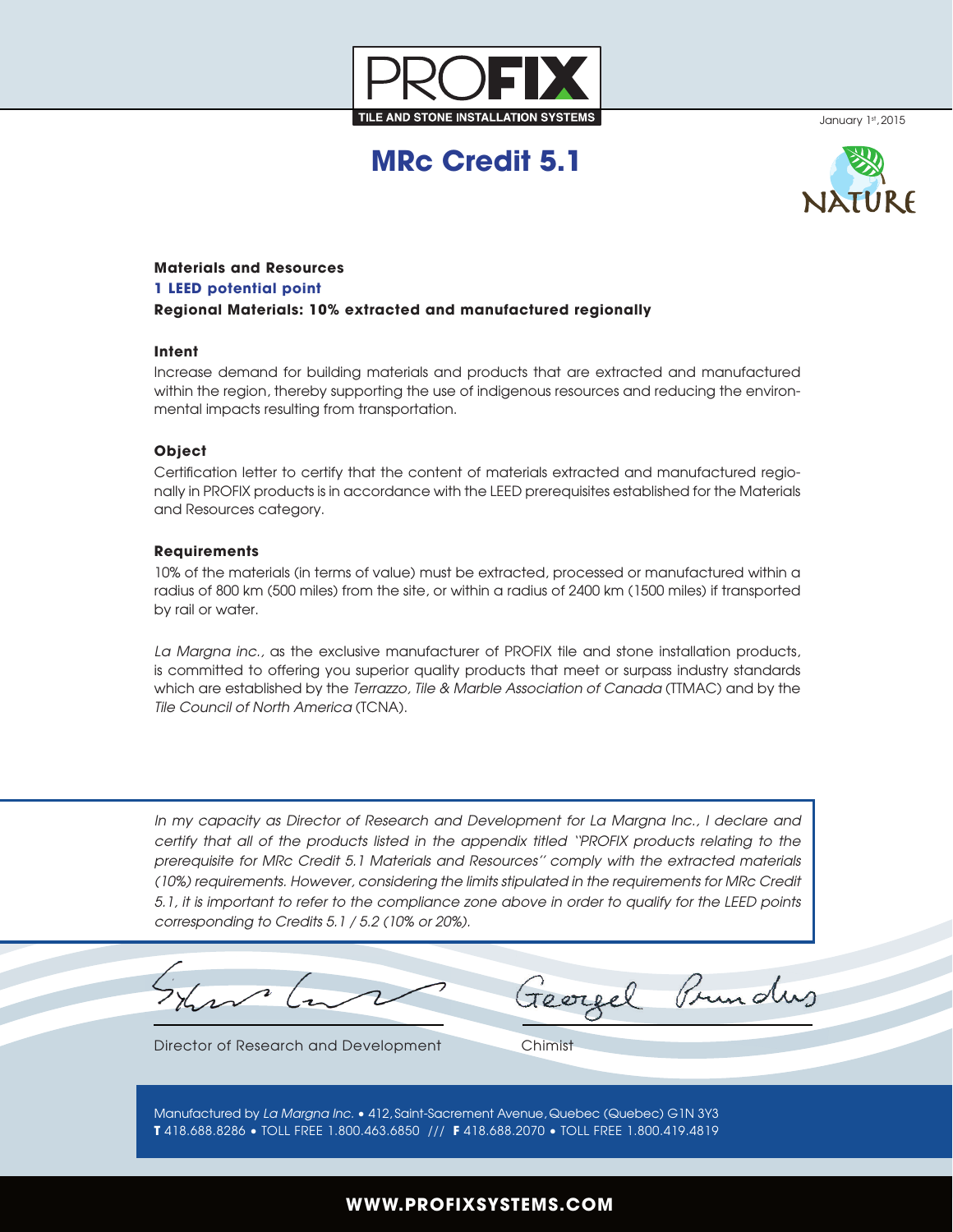PROFIX

TILE AND STONE INSTALLATION SYSTEMS

January 1st, 2015

# MRc Credit 5.1

NATURE

**Materials and Resources**

**1 LEED potential point**

**Regional Materials: 10% extracted and manufactured regionally**

### Intent

Increase demand for building materials and products that are extracted and manufactured within the region, thereby supporting the use of indigenous resources and reducing the environmental impacts resulting from transportation.

### Object

Certification letter to certify that the content of materials extracted and manufactured regionally in PROFIX products is in accordance with the LEED prerequisites established for the Materials and Resources category.

### Requirements

10% of the materials (in terms of value) must be extracted, processed or manufactured within a radius of 800 km (500 miles) from the site, or within a radius of 2400 km (1500 miles) if transported by rail or water.

*La Margna inc.*, as the exclusive manufacturer of PROFIX tile and stone installation products, is committed to offering you superior quality products that meet or surpass industry standards which are established by the *Terrazzo, Tile & Marble Association of Canada* (TTMAC) and by the *Tile Council of North America* (TCNA).

*In my capacity as Director of Research and Development for La Margna Inc., I declare and certify that all of the products listed in the appendix titled "PROFIX products relating to the prerequisite for MRc Credit 5.1 Materials and Resources" comply with the extracted materials (10%) requirements. However, considering the limits stipulated in the requirements for MRc Credit 5.1, it is important to refer to the compliance zone above in order to qualify for the LEED points corresponding to Credits 5.1 / 5.2 (10% or 20%).*

Director of Research and Development

Chimist

Manufactured by *La Margna Inc.* • 412, Saint-Sacrement Avenue, Quebec (Quebec) G1N 3Y3
**T** 418.688.8286 • TOLL FREE 1.800.463.6850 /// **F** 418.688.2070 • TOLL FREE 1.800.419.4819

**WWW.PROFIXSYSTEMS.COM**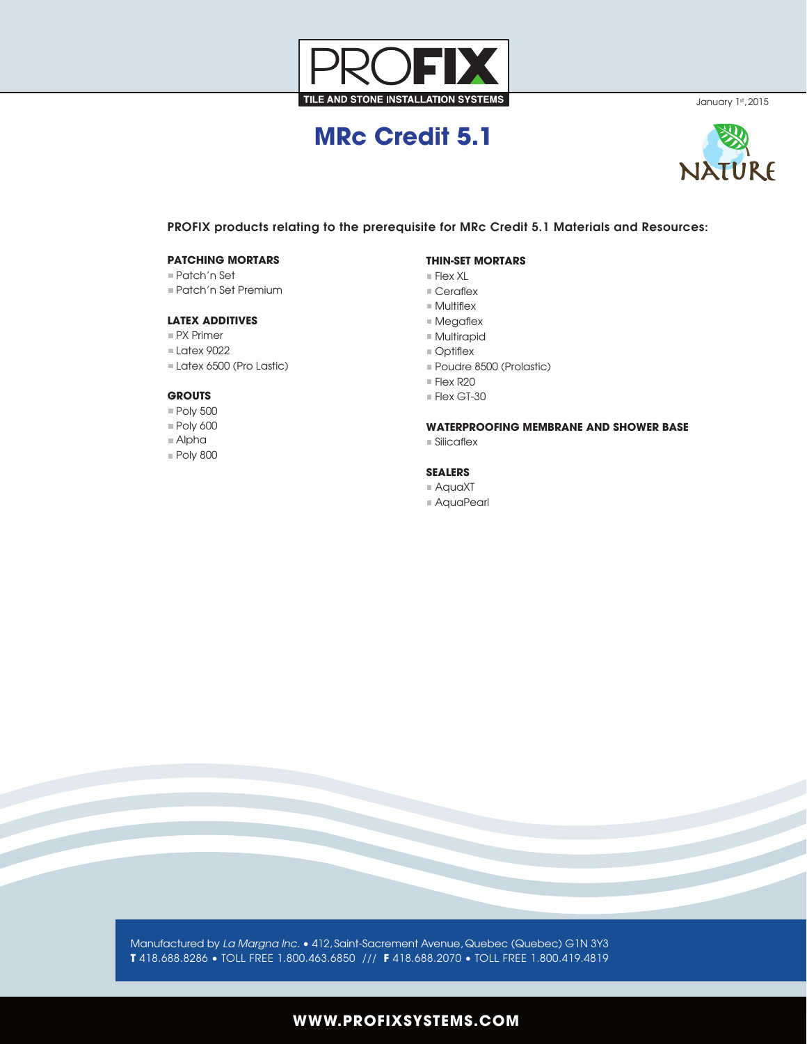PROFIX

TILE AND STONE INSTALLATION SYSTEMS

January 1st, 2015

# MRc Credit 5.1

NATURE

PROFIX products relating to the prerequisite for MRc Credit 5.1 Materials and Resources:

**PATCHING MORTARS**

- Patch'n Set
- Patch'n Set Premium

**LATEX ADDITIVES**

- PX Primer
- Latex 9022
- Latex 6500 (Pro Lastic)

**GROUTS**

- Poly 500
- Poly 600
- Alpha
- Poly 800

**THIN-SET MORTARS**

- Flex XL
- Ceraflex
- Multiflex
- Megaflex
- Multirapid
- Optiflex
- Poudre 8500 (Prolastic)
- Flex R20
- Flex GT-30

**WATERPROOFING MEMBRANE AND SHOWER BASE**

- Silicaflex

**SEALERS**

- AquaXT
- AquaPearl

Manufactured by *La Margna Inc.* • 412, Saint-Sacrement Avenue, Quebec (Quebec) G1N 3Y3
**T** 418.688.8286 • TOLL FREE 1.800.463.6850 /// **F** 418.688.2070 • TOLL FREE 1.800.419.4819

**WWW.PROFIXSYSTEMS.COM**